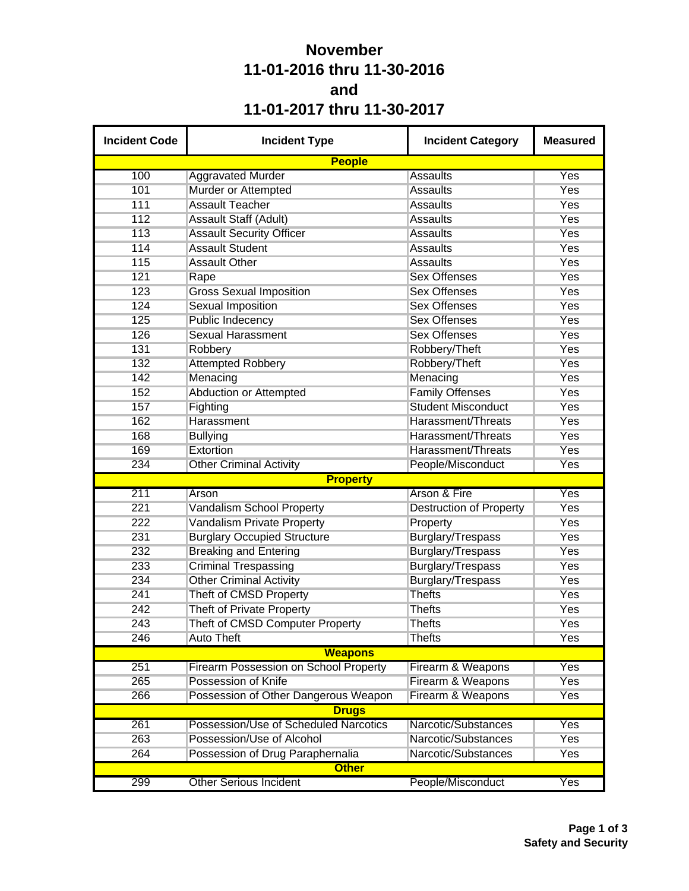# November
# 11-01-2016 thru 11-30-2016
# and
# 11-01-2017 thru 11-30-2017

| Incident Code | Incident Type | Incident Category | Measured |
|---|---|---|---|
| **People** | | | |
| 100 | Aggravated Murder | Assaults | Yes |
| 101 | Murder or Attempted | Assaults | Yes |
| 111 | Assault Teacher | Assaults | Yes |
| 112 | Assault Staff (Adult) | Assaults | Yes |
| 113 | Assault Security Officer | Assaults | Yes |
| 114 | Assault Student | Assaults | Yes |
| 115 | Assault Other | Assaults | Yes |
| 121 | Rape | Sex Offenses | Yes |
| 123 | Gross Sexual Imposition | Sex Offenses | Yes |
| 124 | Sexual Imposition | Sex Offenses | Yes |
| 125 | Public Indecency | Sex Offenses | Yes |
| 126 | Sexual Harassment | Sex Offenses | Yes |
| 131 | Robbery | Robbery/Theft | Yes |
| 132 | Attempted Robbery | Robbery/Theft | Yes |
| 142 | Menacing | Menacing | Yes |
| 152 | Abduction or Attempted | Family Offenses | Yes |
| 157 | Fighting | Student Misconduct | Yes |
| 162 | Harassment | Harassment/Threats | Yes |
| 168 | Bullying | Harassment/Threats | Yes |
| 169 | Extortion | Harassment/Threats | Yes |
| 234 | Other Criminal Activity | People/Misconduct | Yes |
| **Property** | | | |
| 211 | Arson | Arson & Fire | Yes |
| 221 | Vandalism School Property | Destruction of Property | Yes |
| 222 | Vandalism Private Property | Property | Yes |
| 231 | Burglary Occupied Structure | Burglary/Trespass | Yes |
| 232 | Breaking and Entering | Burglary/Trespass | Yes |
| 233 | Criminal Trespassing | Burglary/Trespass | Yes |
| 234 | Other Criminal Activity | Burglary/Trespass | Yes |
| 241 | Theft of CMSD Property | Thefts | Yes |
| 242 | Theft of Private Property | Thefts | Yes |
| 243 | Theft of CMSD Computer Property | Thefts | Yes |
| 246 | Auto Theft | Thefts | Yes |
| **Weapons** | | | |
| 251 | Firearm Possession on School Property | Firearm & Weapons | Yes |
| 265 | Possession of Knife | Firearm & Weapons | Yes |
| 266 | Possession of Other Dangerous Weapon | Firearm & Weapons | Yes |
| **Drugs** | | | |
| 261 | Possession/Use of Scheduled Narcotics | Narcotic/Substances | Yes |
| 263 | Possession/Use of Alcohol | Narcotic/Substances | Yes |
| 264 | Possession of Drug Paraphernalia | Narcotic/Substances | Yes |
| **Other** | | | |
| 299 | Other Serious Incident | People/Misconduct | Yes |

**Safety and Security**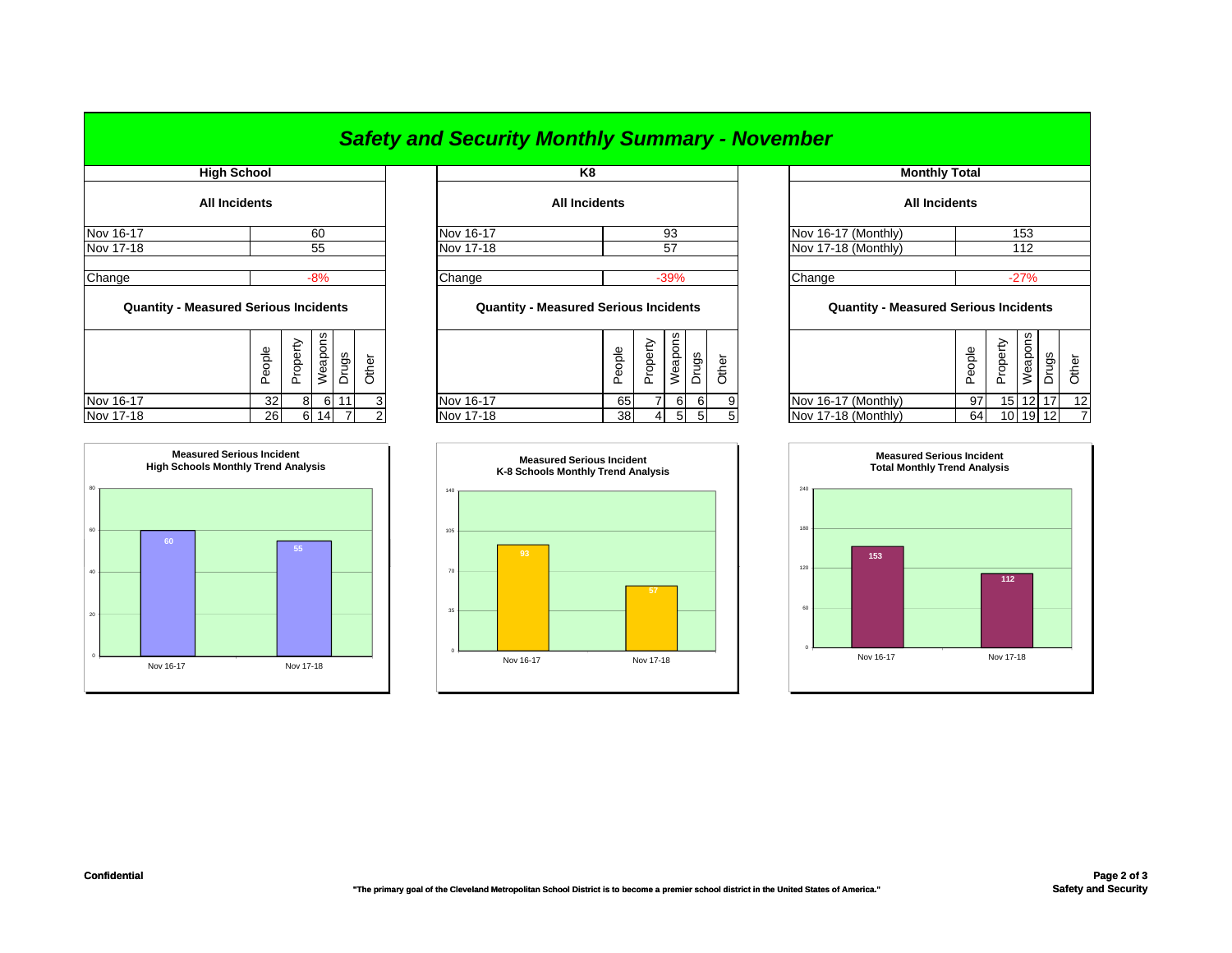# *Safety and Security Monthly Summary - November*

## High School

### All Incidents

| | |
|---|---|
| Nov 16-17 | 60 |
| Nov 17-18 | 55 |
| Change | -8% |

### Quantity - Measured Serious Incidents

| | People | Property | Weapons | Drugs | Other |
|---|---|---|---|---|---|
| Nov 16-17 | 32 | 8 | 6 | 11 | 3 |
| Nov 17-18 | 26 | 6 | 14 | 7 | 2 |

**Measured Serious Incident High Schools Monthly Trend Analysis**

| | Nov 16-17 | Nov 17-18 |
|---|---|---|
| Incidents | 60 | 55 |

## K8

### All Incidents

| | |
|---|---|
| Nov 16-17 | 93 |
| Nov 17-18 | 57 |
| Change | -39% |

### Quantity - Measured Serious Incidents

| | People | Property | Weapons | Drugs | Other |
|---|---|---|---|---|---|
| Nov 16-17 | 65 | 7 | 6 | 6 | 9 |
| Nov 17-18 | 38 | 4 | 5 | 5 | 5 |

**Measured Serious Incident K-8 Schools Monthly Trend Analysis**

| | Nov 16-17 | Nov 17-18 |
|---|---|---|
| Incidents | 93 | 57 |

## Monthly Total

### All Incidents

| | |
|---|---|
| Nov 16-17 (Monthly) | 153 |
| Nov 17-18 (Monthly) | 112 |
| Change | -27% |

### Quantity - Measured Serious Incidents

| | People | Property | Weapons | Drugs | Other |
|---|---|---|---|---|---|
| Nov 16-17 (Monthly) | 97 | 15 | 12 | 17 | 12 |
| Nov 17-18 (Monthly) | 64 | 10 | 19 | 12 | 7 |

**Measured Serious Incident Total Monthly Trend Analysis**

| | Nov 16-17 | Nov 17-18 |
|---|---|---|
| Incidents | 153 | 112 |

**Confidential**

**"The primary goal of the Cleveland Metropolitan School District is to become a premier school district in the United States of America."**

**Safety and Security**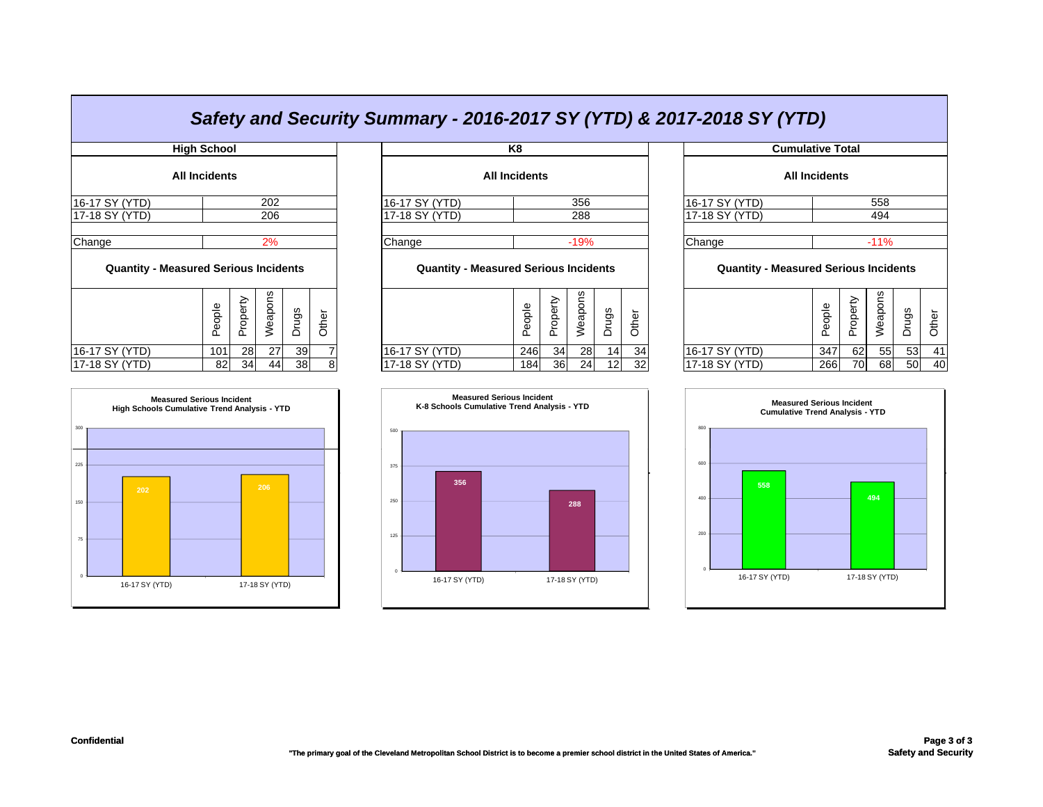# *Safety and Security Summary - 2016-2017 SY (YTD) & 2017-2018 SY (YTD)*

## High School

### All Incidents

| | |
|---|---|
| 16-17 SY (YTD) | 202 |
| 17-18 SY (YTD) | 206 |
| Change | 2% |

### Quantity - Measured Serious Incidents

| | People | Property | Weapons | Drugs | Other |
|---|---|---|---|---|---|
| 16-17 SY (YTD) | 101 | 28 | 27 | 39 | 7 |
| 17-18 SY (YTD) | 82 | 34 | 44 | 38 | 8 |

**Measured Serious Incident**
**High Schools Cumulative Trend Analysis - YTD**

300
225
150
75
0
202
206
16-17 SY (YTD)
17-18 SY (YTD)

## K8

### All Incidents

| | |
|---|---|
| 16-17 SY (YTD) | 356 |
| 17-18 SY (YTD) | 288 |
| Change | -19% |

### Quantity - Measured Serious Incidents

| | People | Property | Weapons | Drugs | Other |
|---|---|---|---|---|---|
| 16-17 SY (YTD) | 246 | 34 | 28 | 14 | 34 |
| 17-18 SY (YTD) | 184 | 36 | 24 | 12 | 32 |

**Measured Serious Incident**
**K-8 Schools Cumulative Trend Analysis - YTD**

500
375
250
125
0
356
288
16-17 SY (YTD)
17-18 SY (YTD)

## Cumulative Total

### All Incidents

| | |
|---|---|
| 16-17 SY (YTD) | 558 |
| 17-18 SY (YTD) | 494 |
| Change | -11% |

### Quantity - Measured Serious Incidents

| | People | Property | Weapons | Drugs | Other |
|---|---|---|---|---|---|
| 16-17 SY (YTD) | 347 | 62 | 55 | 53 | 41 |
| 17-18 SY (YTD) | 266 | 70 | 68 | 50 | 40 |

**Measured Serious Incident**
**Cumulative Trend Analysis - YTD**

800
600
400
200
0
558
494
16-17 SY (YTD)
17-18 SY (YTD)

**Confidential**

**"The primary goal of the Cleveland Metropolitan School District is to become a premier school district in the United States of America."**

**Safety and Security**